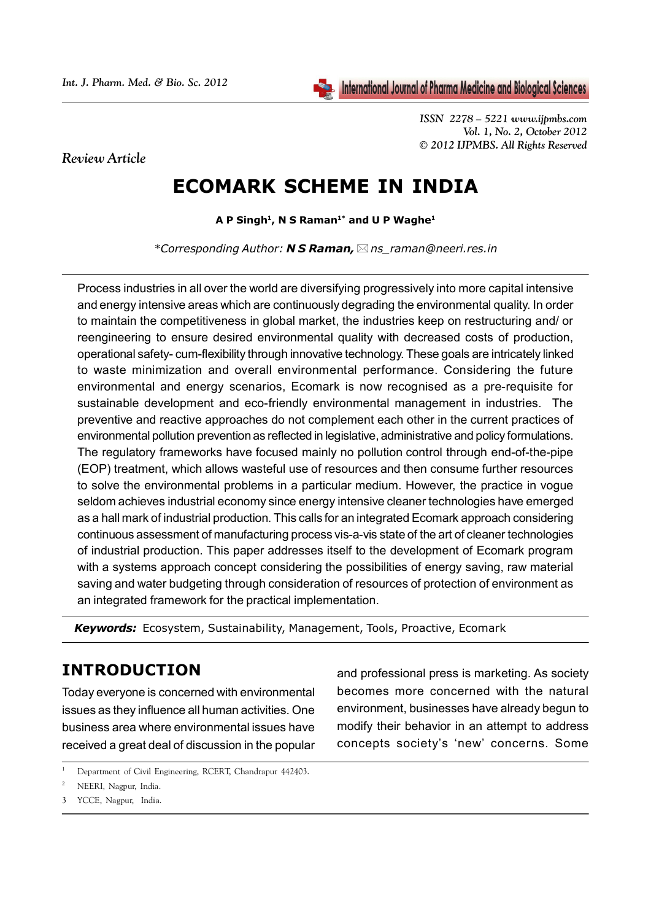*Review Article*

# ECOMARK SCHEME IN INDIA

**A P Singh[1], N S Raman[1*] and U P Waghe[1]**

*\*Corresponding Author: **N S Raman,** ns_raman@neeri.res.in*

Process industries in all over the world are diversifying progressively into more capital intensive and energy intensive areas which are continuously degrading the environmental quality. In order to maintain the competitiveness in global market, the industries keep on restructuring and/ or reengineering to ensure desired environmental quality with decreased costs of production, operational safety- cum-flexibility through innovative technology. These goals are intricately linked to waste minimization and overall environmental performance. Considering the future environmental and energy scenarios, Ecomark is now recognised as a pre-requisite for sustainable development and eco-friendly environmental management in industries. The preventive and reactive approaches do not complement each other in the current practices of environmental pollution prevention as reflected in legislative, administrative and policy formulations. The regulatory frameworks have focused mainly no pollution control through end-of-the-pipe (EOP) treatment, which allows wasteful use of resources and then consume further resources to solve the environmental problems in a particular medium. However, the practice in vogue seldom achieves industrial economy since energy intensive cleaner technologies have emerged as a hall mark of industrial production. This calls for an integrated Ecomark approach considering continuous assessment of manufacturing process vis-a-vis state of the art of cleaner technologies of industrial production. This paper addresses itself to the development of Ecomark program with a systems approach concept considering the possibilities of energy saving, raw material saving and water budgeting through consideration of resources of protection of environment as an integrated framework for the practical implementation.

***Keywords:*** Ecosystem, Sustainability, Management, Tools, Proactive, Ecomark

## INTRODUCTION

Today everyone is concerned with environmental issues as they influence all human activities. One business area where environmental issues have received a great deal of discussion in the popular and professional press is marketing. As society becomes more concerned with the natural environment, businesses have already begun to modify their behavior in an attempt to address concepts society's 'new' concerns. Some

---

[1] Department of Civil Engineering, RCERT, Chandrapur 442403.

[2] NEERI, Nagpur, India.

[3] YCCE, Nagpur, India.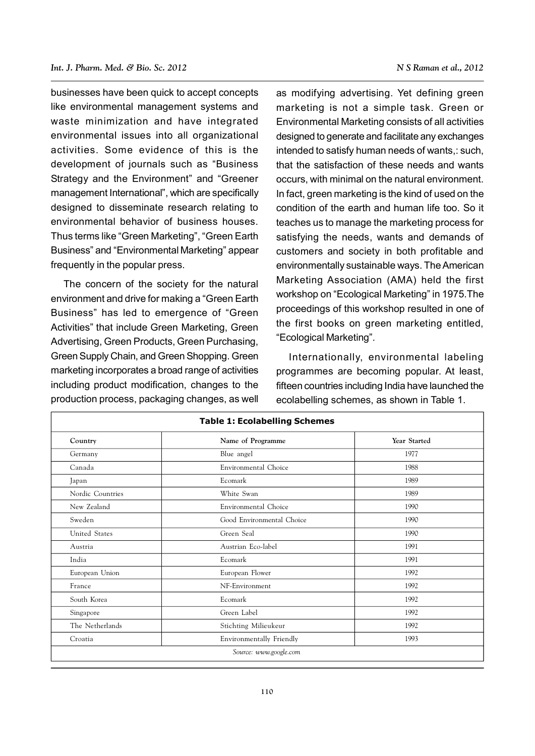businesses have been quick to accept concepts like environmental management systems and waste minimization and have integrated environmental issues into all organizational activities. Some evidence of this is the development of journals such as "Business Strategy and the Environment" and "Greener management International", which are specifically designed to disseminate research relating to environmental behavior of business houses. Thus terms like "Green Marketing", "Green Earth Business" and "Environmental Marketing" appear frequently in the popular press.

The concern of the society for the natural environment and drive for making a "Green Earth Business" has led to emergence of "Green Activities" that include Green Marketing, Green Advertising, Green Products, Green Purchasing, Green Supply Chain, and Green Shopping. Green marketing incorporates a broad range of activities including product modification, changes to the production process, packaging changes, as well as modifying advertising. Yet defining green marketing is not a simple task. Green or Environmental Marketing consists of all activities designed to generate and facilitate any exchanges intended to satisfy human needs of wants,: such, that the satisfaction of these needs and wants occurs, with minimal on the natural environment. In fact, green marketing is the kind of used on the condition of the earth and human life too. So it teaches us to manage the marketing process for satisfying the needs, wants and demands of customers and society in both profitable and environmentally sustainable ways. The American Marketing Association (AMA) held the first workshop on "Ecological Marketing" in 1975.The proceedings of this workshop resulted in one of the first books on green marketing entitled, "Ecological Marketing".

Internationally, environmental labeling programmes are becoming popular. At least, fifteen countries including India have launched the ecolabelling schemes, as shown in Table 1.

**Table 1: Ecolabelling Schemes**

| Country | Name of Programme | Year Started |
|---|---|---|
| Germany | Blue angel | 1977 |
| Canada | Environmental Choice | 1988 |
| Japan | Ecomark | 1989 |
| Nordic Countries | White Swan | 1989 |
| New Zealand | Environmental Choice | 1990 |
| Sweden | Good Environmental Choice | 1990 |
| United States | Green Seal | 1990 |
| Austria | Austrian Eco-label | 1991 |
| India | Ecomark | 1991 |
| European Union | European Flower | 1992 |
| France | NF-Environment | 1992 |
| South Korea | Ecomark | 1992 |
| Singapore | Green Label | 1992 |
| The Netherlands | Stichting Milieukeur | 1992 |
| Croatia | Environmentally Friendly | 1993 |

*Source: www.google.com*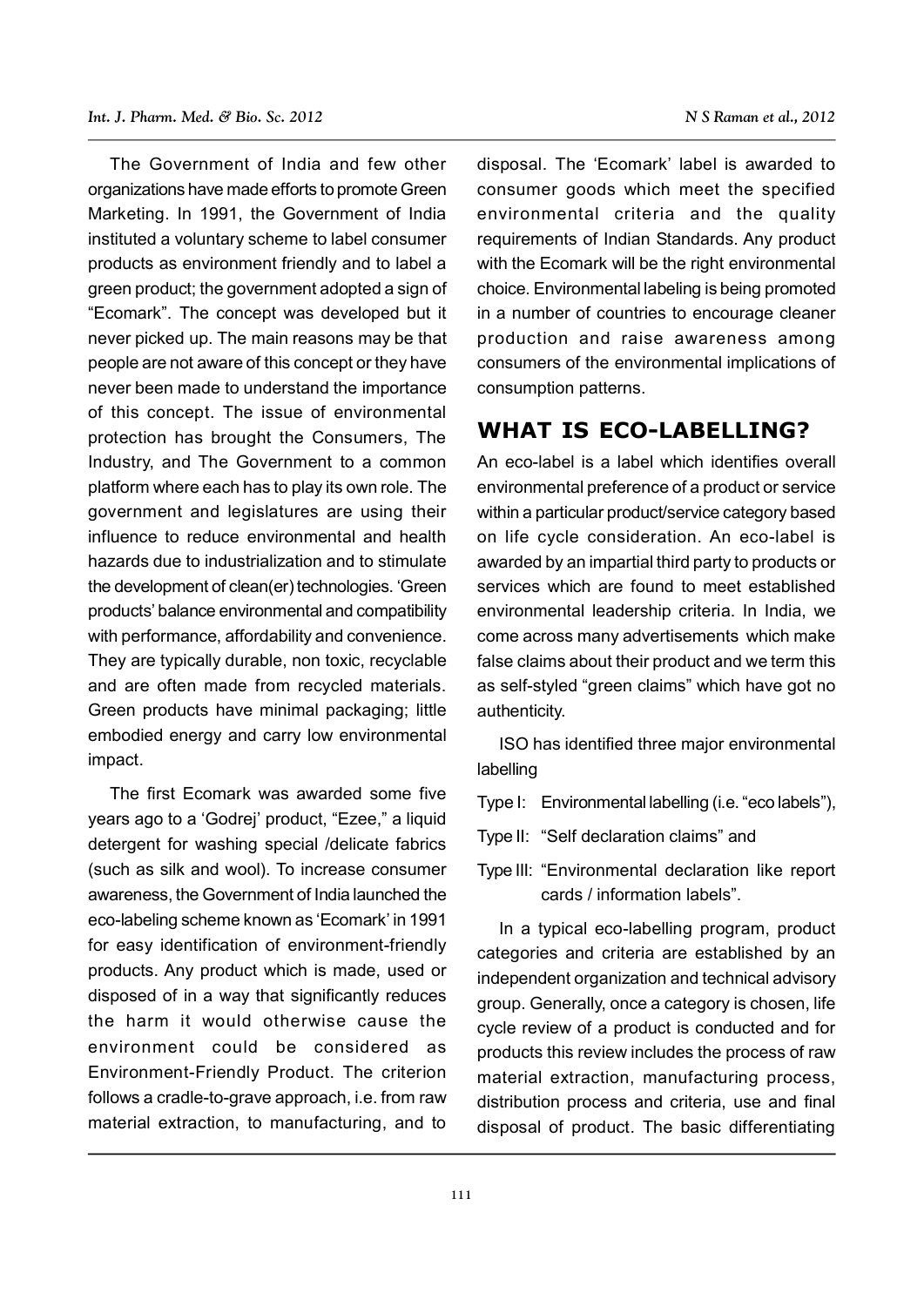The Government of India and few other organizations have made efforts to promote Green Marketing. In 1991, the Government of India instituted a voluntary scheme to label consumer products as environment friendly and to label a green product; the government adopted a sign of "Ecomark". The concept was developed but it never picked up. The main reasons may be that people are not aware of this concept or they have never been made to understand the importance of this concept. The issue of environmental protection has brought the Consumers, The Industry, and The Government to a common platform where each has to play its own role. The government and legislatures are using their influence to reduce environmental and health hazards due to industrialization and to stimulate the development of clean(er) technologies. 'Green products' balance environmental and compatibility with performance, affordability and convenience. They are typically durable, non toxic, recyclable and are often made from recycled materials. Green products have minimal packaging; little embodied energy and carry low environmental impact.

The first Ecomark was awarded some five years ago to a 'Godrej' product, "Ezee," a liquid detergent for washing special /delicate fabrics (such as silk and wool). To increase consumer awareness, the Government of India launched the eco-labeling scheme known as 'Ecomark' in 1991 for easy identification of environment-friendly products. Any product which is made, used or disposed of in a way that significantly reduces the harm it would otherwise cause the environment could be considered as Environment-Friendly Product. The criterion follows a cradle-to-grave approach, i.e. from raw material extraction, to manufacturing, and to disposal. The 'Ecomark' label is awarded to consumer goods which meet the specified environmental criteria and the quality requirements of Indian Standards. Any product with the Ecomark will be the right environmental choice. Environmental labeling is being promoted in a number of countries to encourage cleaner production and raise awareness among consumers of the environmental implications of consumption patterns.

## WHAT IS ECO-LABELLING?

An eco-label is a label which identifies overall environmental preference of a product or service within a particular product/service category based on life cycle consideration. An eco-label is awarded by an impartial third party to products or services which are found to meet established environmental leadership criteria. In India, we come across many advertisements which make false claims about their product and we term this as self-styled "green claims" which have got no authenticity.

ISO has identified three major environmental labelling

Type I: Environmental labelling (i.e. "eco labels"),

Type II: "Self declaration claims" and

Type III: "Environmental declaration like report cards / information labels".

In a typical eco-labelling program, product categories and criteria are established by an independent organization and technical advisory group. Generally, once a category is chosen, life cycle review of a product is conducted and for products this review includes the process of raw material extraction, manufacturing process, distribution process and criteria, use and final disposal of product. The basic differentiating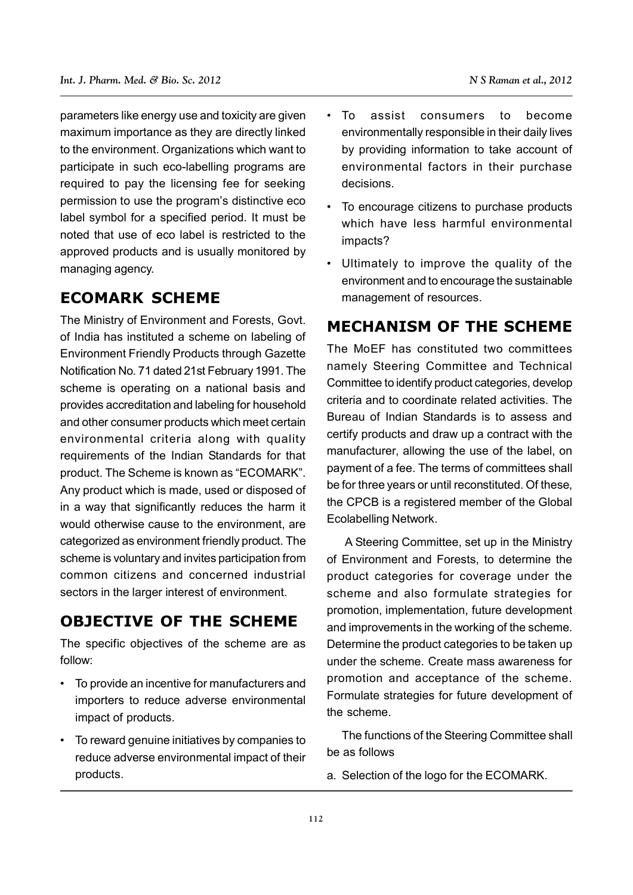parameters like energy use and toxicity are given maximum importance as they are directly linked to the environment. Organizations which want to participate in such eco-labelling programs are required to pay the licensing fee for seeking permission to use the program's distinctive eco label symbol for a specified period. It must be noted that use of eco label is restricted to the approved products and is usually monitored by managing agency.

## ECOMARK SCHEME

The Ministry of Environment and Forests, Govt. of India has instituted a scheme on labeling of Environment Friendly Products through Gazette Notification No. 71 dated 21st February 1991. The scheme is operating on a national basis and provides accreditation and labeling for household and other consumer products which meet certain environmental criteria along with quality requirements of the Indian Standards for that product. The Scheme is known as "ECOMARK". Any product which is made, used or disposed of in a way that significantly reduces the harm it would otherwise cause to the environment, are categorized as environment friendly product. The scheme is voluntary and invites participation from common citizens and concerned industrial sectors in the larger interest of environment.

## OBJECTIVE OF THE SCHEME

The specific objectives of the scheme are as follow:

- To provide an incentive for manufacturers and importers to reduce adverse environmental impact of products.
- To reward genuine initiatives by companies to reduce adverse environmental impact of their products.
- To assist consumers to become environmentally responsible in their daily lives by providing information to take account of environmental factors in their purchase decisions.
- To encourage citizens to purchase products which have less harmful environmental impacts?
- Ultimately to improve the quality of the environment and to encourage the sustainable management of resources.

## MECHANISM OF THE SCHEME

The MoEF has constituted two committees namely Steering Committee and Technical Committee to identify product categories, develop criteria and to coordinate related activities. The Bureau of Indian Standards is to assess and certify products and draw up a contract with the manufacturer, allowing the use of the label, on payment of a fee. The terms of committees shall be for three years or until reconstituted. Of these, the CPCB is a registered member of the Global Ecolabelling Network.

A Steering Committee, set up in the Ministry of Environment and Forests, to determine the product categories for coverage under the scheme and also formulate strategies for promotion, implementation, future development and improvements in the working of the scheme. Determine the product categories to be taken up under the scheme. Create mass awareness for promotion and acceptance of the scheme. Formulate strategies for future development of the scheme.

The functions of the Steering Committee shall be as follows

a. Selection of the logo for the ECOMARK.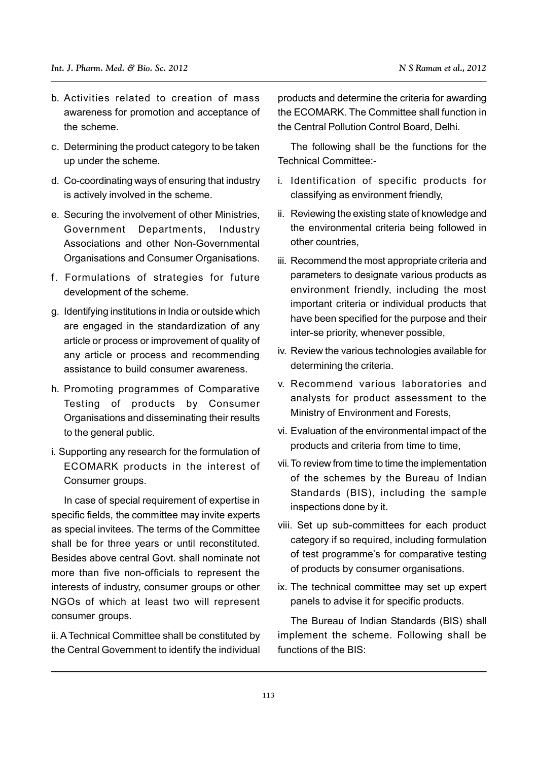b. Activities related to creation of mass awareness for promotion and acceptance of the scheme.

c. Determining the product category to be taken up under the scheme.

d. Co-coordinating ways of ensuring that industry is actively involved in the scheme.

e. Securing the involvement of other Ministries, Government Departments, Industry Associations and other Non-Governmental Organisations and Consumer Organisations.

f. Formulations of strategies for future development of the scheme.

g. Identifying institutions in India or outside which are engaged in the standardization of any article or process or improvement of quality of any article or process and recommending assistance to build consumer awareness.

h. Promoting programmes of Comparative Testing of products by Consumer Organisations and disseminating their results to the general public.

i. Supporting any research for the formulation of ECOMARK products in the interest of Consumer groups.

In case of special requirement of expertise in specific fields, the committee may invite experts as special invitees. The terms of the Committee shall be for three years or until reconstituted. Besides above central Govt. shall nominate not more than five non-officials to represent the interests of industry, consumer groups or other NGOs of which at least two will represent consumer groups.

ii. A Technical Committee shall be constituted by the Central Government to identify the individual products and determine the criteria for awarding the ECOMARK. The Committee shall function in the Central Pollution Control Board, Delhi.

The following shall be the functions for the Technical Committee:-

i. Identification of specific products for classifying as environment friendly,

ii. Reviewing the existing state of knowledge and the environmental criteria being followed in other countries,

iii. Recommend the most appropriate criteria and parameters to designate various products as environment friendly, including the most important criteria or individual products that have been specified for the purpose and their inter-se priority, whenever possible,

iv. Review the various technologies available for determining the criteria.

v. Recommend various laboratories and analysts for product assessment to the Ministry of Environment and Forests,

vi. Evaluation of the environmental impact of the products and criteria from time to time,

vii. To review from time to time the implementation of the schemes by the Bureau of Indian Standards (BIS), including the sample inspections done by it.

viii. Set up sub-committees for each product category if so required, including formulation of test programme's for comparative testing of products by consumer organisations.

ix. The technical committee may set up expert panels to advise it for specific products.

The Bureau of Indian Standards (BIS) shall implement the scheme. Following shall be functions of the BIS: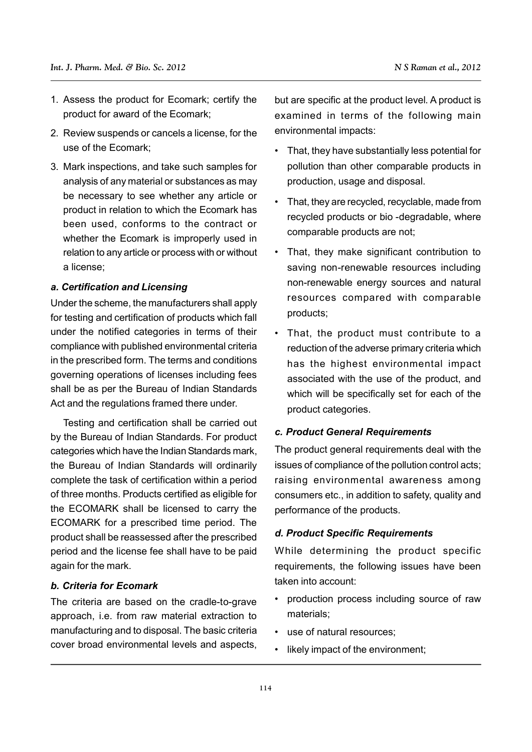1. Assess the product for Ecomark; certify the product for award of the Ecomark;
2. Review suspends or cancels a license, for the use of the Ecomark;
3. Mark inspections, and take such samples for analysis of any material or substances as may be necessary to see whether any article or product in relation to which the Ecomark has been used, conforms to the contract or whether the Ecomark is improperly used in relation to any article or process with or without a license;

### *a. Certification and Licensing*

Under the scheme, the manufacturers shall apply for testing and certification of products which fall under the notified categories in terms of their compliance with published environmental criteria in the prescribed form. The terms and conditions governing operations of licenses including fees shall be as per the Bureau of Indian Standards Act and the regulations framed there under.

Testing and certification shall be carried out by the Bureau of Indian Standards. For product categories which have the Indian Standards mark, the Bureau of Indian Standards will ordinarily complete the task of certification within a period of three months. Products certified as eligible for the ECOMARK shall be licensed to carry the ECOMARK for a prescribed time period. The product shall be reassessed after the prescribed period and the license fee shall have to be paid again for the mark.

### *b. Criteria for Ecomark*

The criteria are based on the cradle-to-grave approach, i.e. from raw material extraction to manufacturing and to disposal. The basic criteria cover broad environmental levels and aspects, but are specific at the product level. A product is examined in terms of the following main environmental impacts:

- That, they have substantially less potential for pollution than other comparable products in production, usage and disposal.
- That, they are recycled, recyclable, made from recycled products or bio -degradable, where comparable products are not;
- That, they make significant contribution to saving non-renewable resources including non-renewable energy sources and natural resources compared with comparable products;
- That, the product must contribute to a reduction of the adverse primary criteria which has the highest environmental impact associated with the use of the product, and which will be specifically set for each of the product categories.

### *c. Product General Requirements*

The product general requirements deal with the issues of compliance of the pollution control acts; raising environmental awareness among consumers etc., in addition to safety, quality and performance of the products.

### *d. Product Specific Requirements*

While determining the product specific requirements, the following issues have been taken into account:

- production process including source of raw materials;
- use of natural resources;
- likely impact of the environment;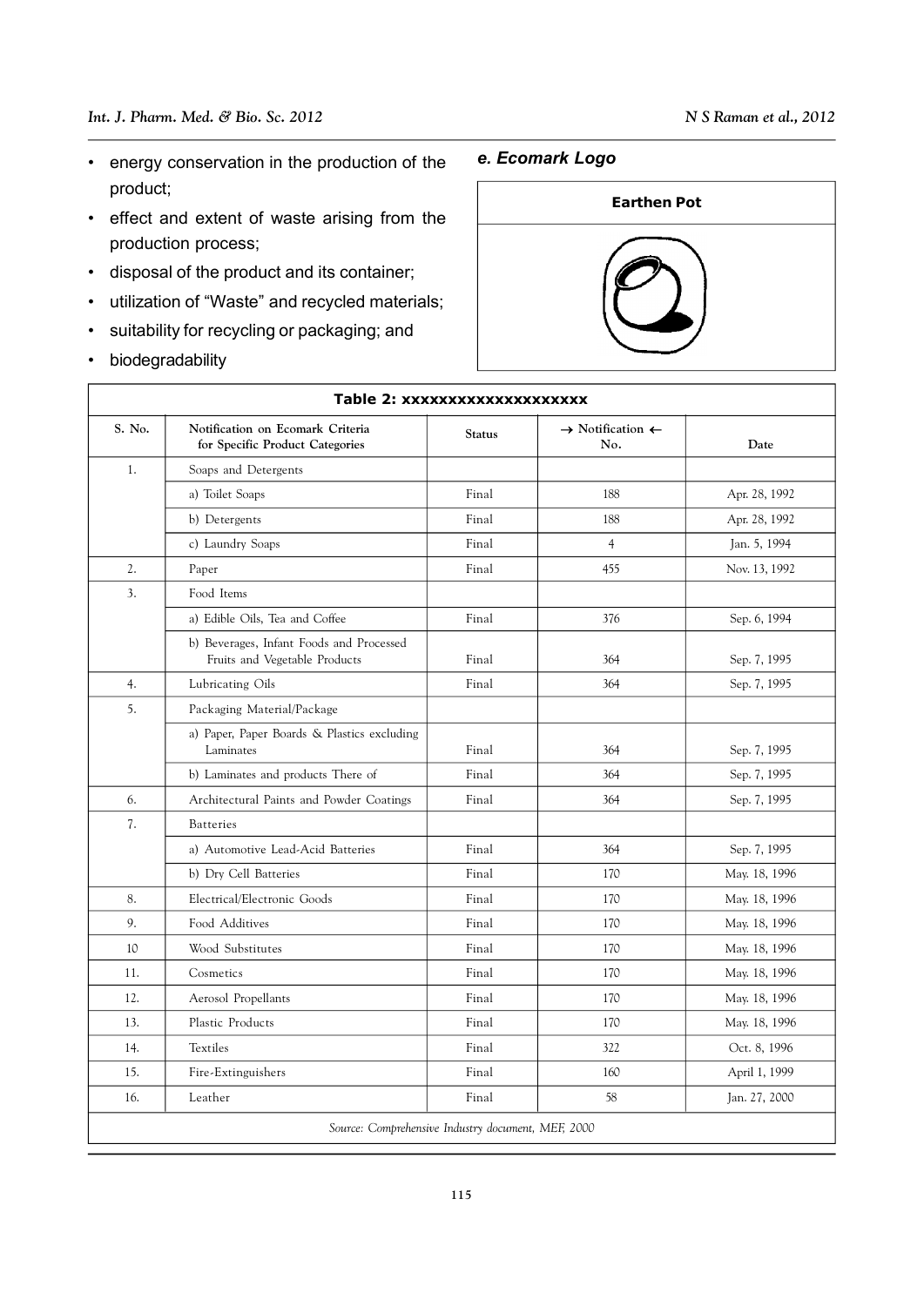- energy conservation in the production of the product;
- effect and extent of waste arising from the production process;
- disposal of the product and its container;
- utilization of "Waste" and recycled materials;
- suitability for recycling or packaging; and
- biodegradability

### e. Ecomark Logo

**Earthen Pot**

**Table 2: xxxxxxxxxxxxxxxxxxx**

| S. No. | Notification on Ecomark Criteria for Specific Product Categories | Status | → Notification ← No. | Date |
|---|---|---|---|---|
| 1. | Soaps and Detergents | | | |
| | a) Toilet Soaps | Final | 188 | Apr. 28, 1992 |
| | b) Detergents | Final | 188 | Apr. 28, 1992 |
| | c) Laundry Soaps | Final | 4 | Jan. 5, 1994 |
| 2. | Paper | Final | 455 | Nov. 13, 1992 |
| 3. | Food Items | | | |
| | a) Edible Oils, Tea and Coffee | Final | 376 | Sep. 6, 1994 |
| | b) Beverages, Infant Foods and Processed Fruits and Vegetable Products | Final | 364 | Sep. 7, 1995 |
| 4. | Lubricating Oils | Final | 364 | Sep. 7, 1995 |
| 5. | Packaging Material/Package | | | |
| | a) Paper, Paper Boards & Plastics excluding Laminates | Final | 364 | Sep. 7, 1995 |
| | b) Laminates and products There of | Final | 364 | Sep. 7, 1995 |
| 6. | Architectural Paints and Powder Coatings | Final | 364 | Sep. 7, 1995 |
| 7. | Batteries | | | |
| | a) Automotive Lead-Acid Batteries | Final | 364 | Sep. 7, 1995 |
| | b) Dry Cell Batteries | Final | 170 | May. 18, 1996 |
| 8. | Electrical/Electronic Goods | Final | 170 | May. 18, 1996 |
| 9. | Food Additives | Final | 170 | May. 18, 1996 |
| 10 | Wood Substitutes | Final | 170 | May. 18, 1996 |
| 11. | Cosmetics | Final | 170 | May. 18, 1996 |
| 12. | Aerosol Propellants | Final | 170 | May. 18, 1996 |
| 13. | Plastic Products | Final | 170 | May. 18, 1996 |
| 14. | Textiles | Final | 322 | Oct. 8, 1996 |
| 15. | Fire-Extinguishers | Final | 160 | April 1, 1999 |
| 16. | Leather | Final | 58 | Jan. 27, 2000 |

*Source: Comprehensive Industry document, MEF, 2000*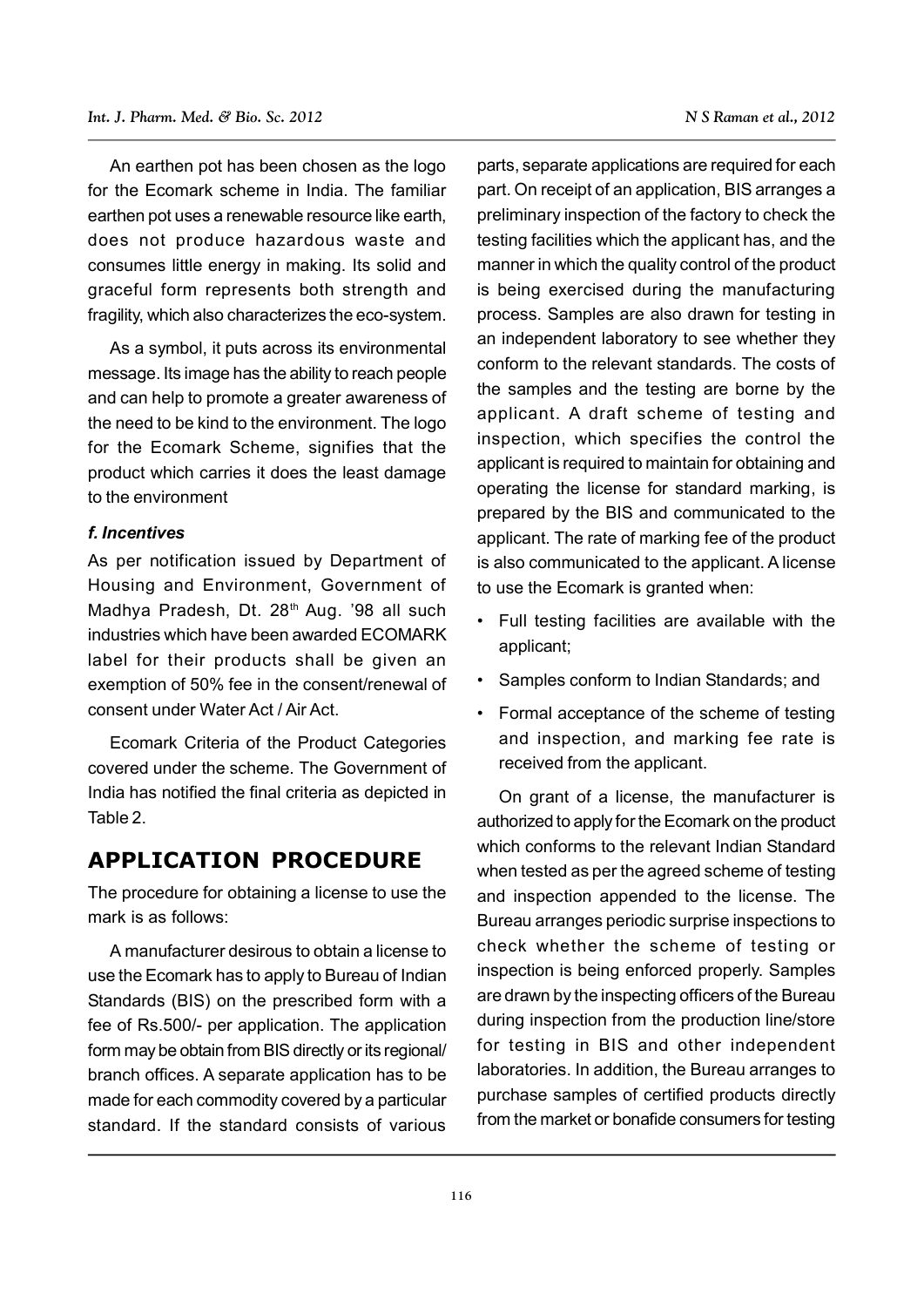An earthen pot has been chosen as the logo for the Ecomark scheme in India. The familiar earthen pot uses a renewable resource like earth, does not produce hazardous waste and consumes little energy in making. Its solid and graceful form represents both strength and fragility, which also characterizes the eco-system.

As a symbol, it puts across its environmental message. Its image has the ability to reach people and can help to promote a greater awareness of the need to be kind to the environment. The logo for the Ecomark Scheme, signifies that the product which carries it does the least damage to the environment

### *f. Incentives*

As per notification issued by Department of Housing and Environment, Government of Madhya Pradesh, Dt. 28th Aug. '98 all such industries which have been awarded ECOMARK label for their products shall be given an exemption of 50% fee in the consent/renewal of consent under Water Act / Air Act.

Ecomark Criteria of the Product Categories covered under the scheme. The Government of India has notified the final criteria as depicted in Table 2.

## APPLICATION PROCEDURE

The procedure for obtaining a license to use the mark is as follows:

A manufacturer desirous to obtain a license to use the Ecomark has to apply to Bureau of Indian Standards (BIS) on the prescribed form with a fee of Rs.500/- per application. The application form may be obtain from BIS directly or its regional/ branch offices. A separate application has to be made for each commodity covered by a particular standard. If the standard consists of various parts, separate applications are required for each part. On receipt of an application, BIS arranges a preliminary inspection of the factory to check the testing facilities which the applicant has, and the manner in which the quality control of the product is being exercised during the manufacturing process. Samples are also drawn for testing in an independent laboratory to see whether they conform to the relevant standards. The costs of the samples and the testing are borne by the applicant. A draft scheme of testing and inspection, which specifies the control the applicant is required to maintain for obtaining and operating the license for standard marking, is prepared by the BIS and communicated to the applicant. The rate of marking fee of the product is also communicated to the applicant. A license to use the Ecomark is granted when:

- Full testing facilities are available with the applicant;
- Samples conform to Indian Standards; and
- Formal acceptance of the scheme of testing and inspection, and marking fee rate is received from the applicant.

On grant of a license, the manufacturer is authorized to apply for the Ecomark on the product which conforms to the relevant Indian Standard when tested as per the agreed scheme of testing and inspection appended to the license. The Bureau arranges periodic surprise inspections to check whether the scheme of testing or inspection is being enforced properly. Samples are drawn by the inspecting officers of the Bureau during inspection from the production line/store for testing in BIS and other independent laboratories. In addition, the Bureau arranges to purchase samples of certified products directly from the market or bonafide consumers for testing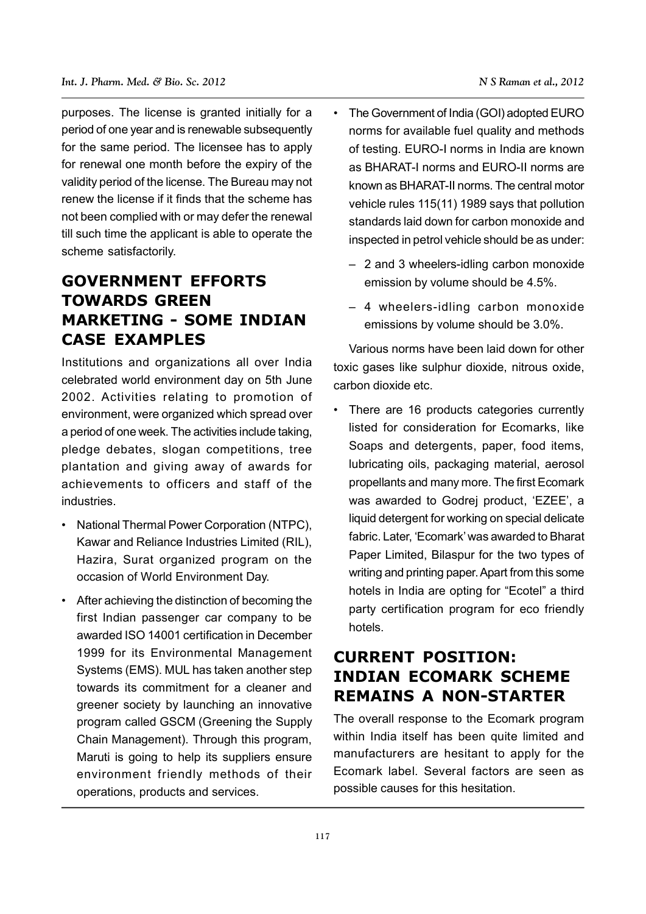purposes. The license is granted initially for a period of one year and is renewable subsequently for the same period. The licensee has to apply for renewal one month before the expiry of the validity period of the license. The Bureau may not renew the license if it finds that the scheme has not been complied with or may defer the renewal till such time the applicant is able to operate the scheme satisfactorily.

## GOVERNMENT EFFORTS TOWARDS GREEN MARKETING - SOME INDIAN CASE EXAMPLES

Institutions and organizations all over India celebrated world environment day on 5th June 2002. Activities relating to promotion of environment, were organized which spread over a period of one week. The activities include taking, pledge debates, slogan competitions, tree plantation and giving away of awards for achievements to officers and staff of the industries.

- National Thermal Power Corporation (NTPC), Kawar and Reliance Industries Limited (RIL), Hazira, Surat organized program on the occasion of World Environment Day.
- After achieving the distinction of becoming the first Indian passenger car company to be awarded ISO 14001 certification in December 1999 for its Environmental Management Systems (EMS). MUL has taken another step towards its commitment for a cleaner and greener society by launching an innovative program called GSCM (Greening the Supply Chain Management). Through this program, Maruti is going to help its suppliers ensure environment friendly methods of their operations, products and services.
- The Government of India (GOI) adopted EURO norms for available fuel quality and methods of testing. EURO-I norms in India are known as BHARAT-I norms and EURO-II norms are known as BHARAT-II norms. The central motor vehicle rules 115(11) 1989 says that pollution standards laid down for carbon monoxide and inspected in petrol vehicle should be as under:
  - 2 and 3 wheelers-idling carbon monoxide emission by volume should be 4.5%.
  - 4 wheelers-idling carbon monoxide emissions by volume should be 3.0%.

Various norms have been laid down for other toxic gases like sulphur dioxide, nitrous oxide, carbon dioxide etc.

- There are 16 products categories currently listed for consideration for Ecomarks, like Soaps and detergents, paper, food items, lubricating oils, packaging material, aerosol propellants and many more. The first Ecomark was awarded to Godrej product, 'EZEE', a liquid detergent for working on special delicate fabric. Later, 'Ecomark' was awarded to Bharat Paper Limited, Bilaspur for the two types of writing and printing paper. Apart from this some hotels in India are opting for "Ecotel" a third party certification program for eco friendly hotels.

## CURRENT POSITION: INDIAN ECOMARK SCHEME REMAINS A NON-STARTER

The overall response to the Ecomark program within India itself has been quite limited and manufacturers are hesitant to apply for the Ecomark label. Several factors are seen as possible causes for this hesitation.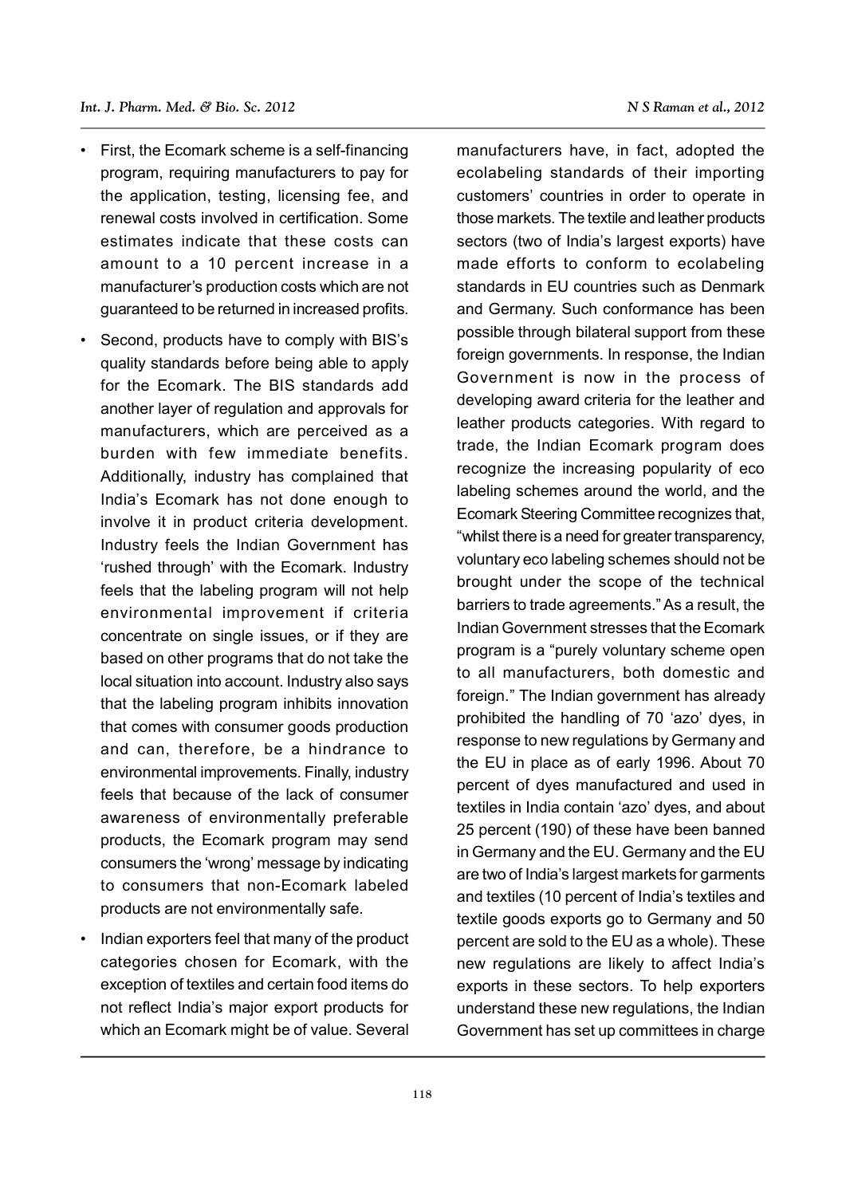- First, the Ecomark scheme is a self-financing program, requiring manufacturers to pay for the application, testing, licensing fee, and renewal costs involved in certification. Some estimates indicate that these costs can amount to a 10 percent increase in a manufacturer's production costs which are not guaranteed to be returned in increased profits.
- Second, products have to comply with BIS's quality standards before being able to apply for the Ecomark. The BIS standards add another layer of regulation and approvals for manufacturers, which are perceived as a burden with few immediate benefits. Additionally, industry has complained that India's Ecomark has not done enough to involve it in product criteria development. Industry feels the Indian Government has 'rushed through' with the Ecomark. Industry feels that the labeling program will not help environmental improvement if criteria concentrate on single issues, or if they are based on other programs that do not take the local situation into account. Industry also says that the labeling program inhibits innovation that comes with consumer goods production and can, therefore, be a hindrance to environmental improvements. Finally, industry feels that because of the lack of consumer awareness of environmentally preferable products, the Ecomark program may send consumers the 'wrong' message by indicating to consumers that non-Ecomark labeled products are not environmentally safe.
- Indian exporters feel that many of the product categories chosen for Ecomark, with the exception of textiles and certain food items do not reflect India's major export products for which an Ecomark might be of value. Several manufacturers have, in fact, adopted the ecolabeling standards of their importing customers' countries in order to operate in those markets. The textile and leather products sectors (two of India's largest exports) have made efforts to conform to ecolabeling standards in EU countries such as Denmark and Germany. Such conformance has been possible through bilateral support from these foreign governments. In response, the Indian Government is now in the process of developing award criteria for the leather and leather products categories. With regard to trade, the Indian Ecomark program does recognize the increasing popularity of eco labeling schemes around the world, and the Ecomark Steering Committee recognizes that, "whilst there is a need for greater transparency, voluntary eco labeling schemes should not be brought under the scope of the technical barriers to trade agreements." As a result, the Indian Government stresses that the Ecomark program is a "purely voluntary scheme open to all manufacturers, both domestic and foreign." The Indian government has already prohibited the handling of 70 'azo' dyes, in response to new regulations by Germany and the EU in place as of early 1996. About 70 percent of dyes manufactured and used in textiles in India contain 'azo' dyes, and about 25 percent (190) of these have been banned in Germany and the EU. Germany and the EU are two of India's largest markets for garments and textiles (10 percent of India's textiles and textile goods exports go to Germany and 50 percent are sold to the EU as a whole). These new regulations are likely to affect India's exports in these sectors. To help exporters understand these new regulations, the Indian Government has set up committees in charge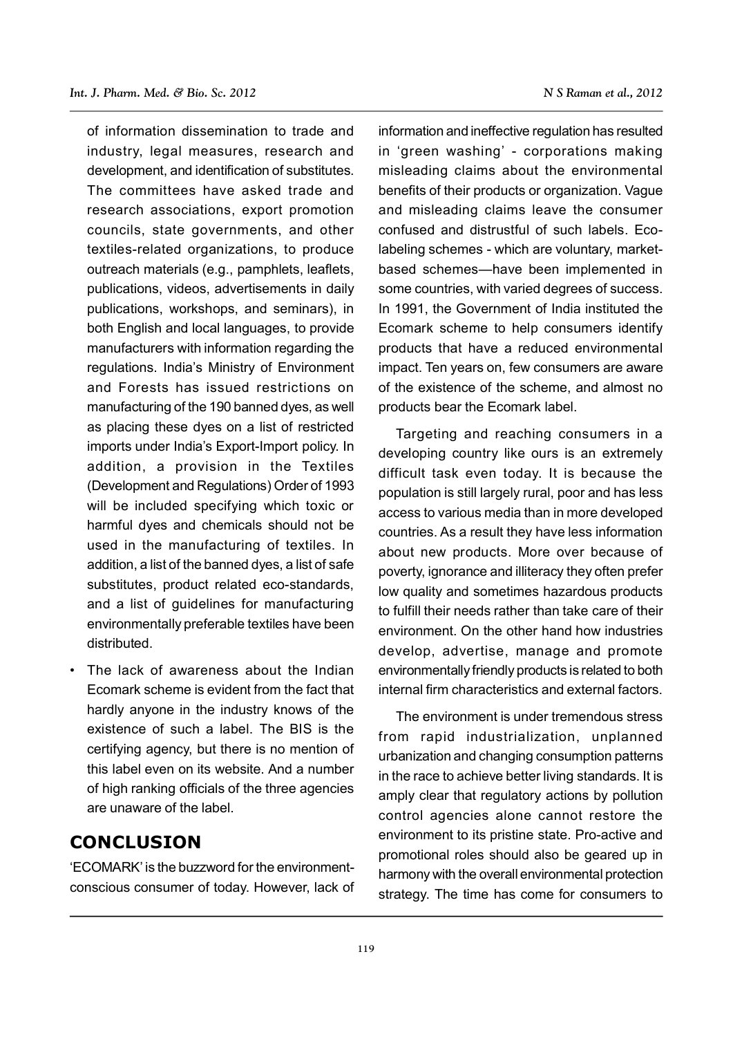of information dissemination to trade and industry, legal measures, research and development, and identification of substitutes. The committees have asked trade and research associations, export promotion councils, state governments, and other textiles-related organizations, to produce outreach materials (e.g., pamphlets, leaflets, publications, videos, advertisements in daily publications, workshops, and seminars), in both English and local languages, to provide manufacturers with information regarding the regulations. India's Ministry of Environment and Forests has issued restrictions on manufacturing of the 190 banned dyes, as well as placing these dyes on a list of restricted imports under India's Export-Import policy. In addition, a provision in the Textiles (Development and Regulations) Order of 1993 will be included specifying which toxic or harmful dyes and chemicals should not be used in the manufacturing of textiles. In addition, a list of the banned dyes, a list of safe substitutes, product related eco-standards, and a list of guidelines for manufacturing environmentally preferable textiles have been distributed.

- The lack of awareness about the Indian Ecomark scheme is evident from the fact that hardly anyone in the industry knows of the existence of such a label. The BIS is the certifying agency, but there is no mention of this label even on its website. And a number of high ranking officials of the three agencies are unaware of the label.

## CONCLUSION

'ECOMARK' is the buzzword for the environment-conscious consumer of today. However, lack of information and ineffective regulation has resulted in 'green washing' - corporations making misleading claims about the environmental benefits of their products or organization. Vague and misleading claims leave the consumer confused and distrustful of such labels. Eco-labeling schemes - which are voluntary, market-based schemes—have been implemented in some countries, with varied degrees of success. In 1991, the Government of India instituted the Ecomark scheme to help consumers identify products that have a reduced environmental impact. Ten years on, few consumers are aware of the existence of the scheme, and almost no products bear the Ecomark label.

Targeting and reaching consumers in a developing country like ours is an extremely difficult task even today. It is because the population is still largely rural, poor and has less access to various media than in more developed countries. As a result they have less information about new products. More over because of poverty, ignorance and illiteracy they often prefer low quality and sometimes hazardous products to fulfill their needs rather than take care of their environment. On the other hand how industries develop, advertise, manage and promote environmentally friendly products is related to both internal firm characteristics and external factors.

The environment is under tremendous stress from rapid industrialization, unplanned urbanization and changing consumption patterns in the race to achieve better living standards. It is amply clear that regulatory actions by pollution control agencies alone cannot restore the environment to its pristine state. Pro-active and promotional roles should also be geared up in harmony with the overall environmental protection strategy. The time has come for consumers to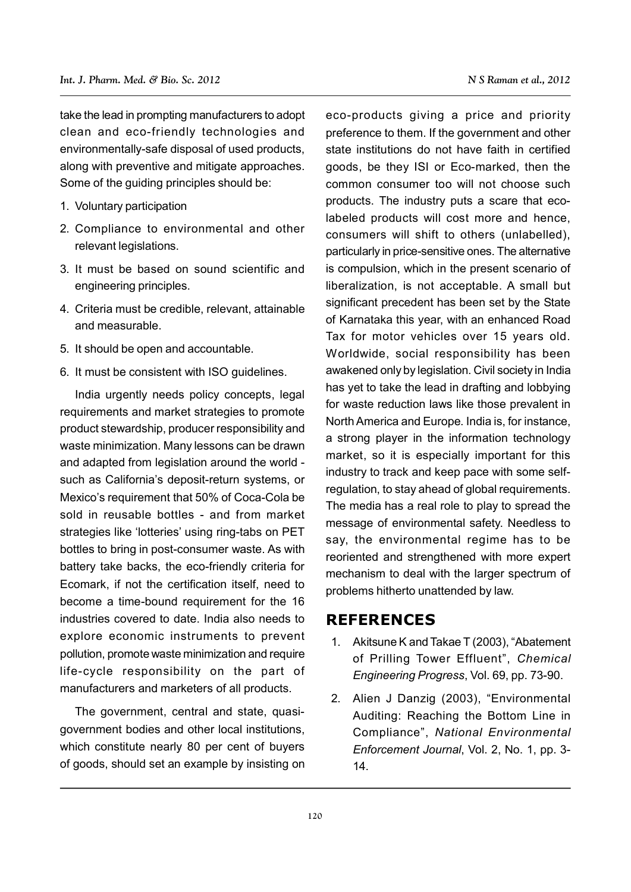take the lead in prompting manufacturers to adopt clean and eco-friendly technologies and environmentally-safe disposal of used products, along with preventive and mitigate approaches. Some of the guiding principles should be:

1. Voluntary participation
2. Compliance to environmental and other relevant legislations.
3. It must be based on sound scientific and engineering principles.
4. Criteria must be credible, relevant, attainable and measurable.
5. It should be open and accountable.
6. It must be consistent with ISO guidelines.

India urgently needs policy concepts, legal requirements and market strategies to promote product stewardship, producer responsibility and waste minimization. Many lessons can be drawn and adapted from legislation around the world - such as California's deposit-return systems, or Mexico's requirement that 50% of Coca-Cola be sold in reusable bottles - and from market strategies like 'lotteries' using ring-tabs on PET bottles to bring in post-consumer waste. As with battery take backs, the eco-friendly criteria for Ecomark, if not the certification itself, need to become a time-bound requirement for the 16 industries covered to date. India also needs to explore economic instruments to prevent pollution, promote waste minimization and require life-cycle responsibility on the part of manufacturers and marketers of all products.

The government, central and state, quasi-government bodies and other local institutions, which constitute nearly 80 per cent of buyers of goods, should set an example by insisting on eco-products giving a price and priority preference to them. If the government and other state institutions do not have faith in certified goods, be they ISI or Eco-marked, then the common consumer too will not choose such products. The industry puts a scare that eco-labeled products will cost more and hence, consumers will shift to others (unlabelled), particularly in price-sensitive ones. The alternative is compulsion, which in the present scenario of liberalization, is not acceptable. A small but significant precedent has been set by the State of Karnataka this year, with an enhanced Road Tax for motor vehicles over 15 years old. Worldwide, social responsibility has been awakened only by legislation. Civil society in India has yet to take the lead in drafting and lobbying for waste reduction laws like those prevalent in North America and Europe. India is, for instance, a strong player in the information technology market, so it is especially important for this industry to track and keep pace with some self-regulation, to stay ahead of global requirements. The media has a real role to play to spread the message of environmental safety. Needless to say, the environmental regime has to be reoriented and strengthened with more expert mechanism to deal with the larger spectrum of problems hitherto unattended by law.

## REFERENCES

1. Akitsune K and Takae T (2003), "Abatement of Prilling Tower Effluent", *Chemical Engineering Progress*, Vol. 69, pp. 73-90.
2. Alien J Danzig (2003), "Environmental Auditing: Reaching the Bottom Line in Compliance", *National Environmental Enforcement Journal*, Vol. 2, No. 1, pp. 3-14.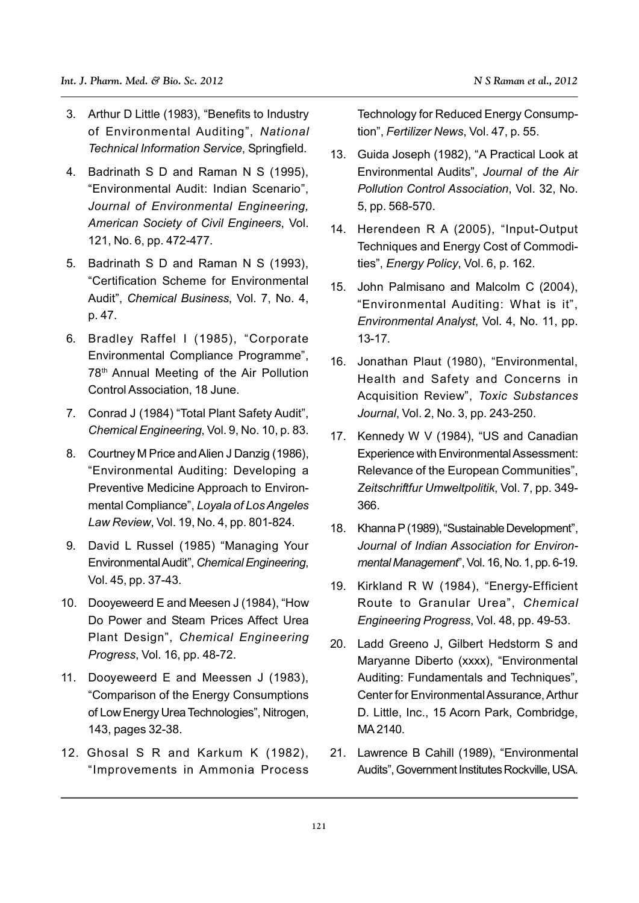3. Arthur D Little (1983), "Benefits to Industry of Environmental Auditing", *National Technical Information Service*, Springfield.
4. Badrinath S D and Raman N S (1995), "Environmental Audit: Indian Scenario", *Journal of Environmental Engineering, American Society of Civil Engineers*, Vol. 121, No. 6, pp. 472-477.
5. Badrinath S D and Raman N S (1993), "Certification Scheme for Environmental Audit", *Chemical Business*, Vol. 7, No. 4, p. 47.
6. Bradley Raffel I (1985), "Corporate Environmental Compliance Programme", 78th Annual Meeting of the Air Pollution Control Association, 18 June.
7. Conrad J (1984) "Total Plant Safety Audit", *Chemical Engineering*, Vol. 9, No. 10, p. 83.
8. Courtney M Price and Alien J Danzig (1986), "Environmental Auditing: Developing a Preventive Medicine Approach to Environmental Compliance", *Loyala of Los Angeles Law Review*, Vol. 19, No. 4, pp. 801-824.
9. David L Russel (1985) "Managing Your Environmental Audit", *Chemical Engineering*, Vol. 45, pp. 37-43.
10. Dooyeweerd E and Meesen J (1984), "How Do Power and Steam Prices Affect Urea Plant Design", *Chemical Engineering Progress*, Vol. 16, pp. 48-72.
11. Dooyeweerd E and Meessen J (1983), "Comparison of the Energy Consumptions of Low Energy Urea Technologies", Nitrogen, 143, pages 32-38.
12. Ghosal S R and Karkum K (1982), "Improvements in Ammonia Process Technology for Reduced Energy Consumption", *Fertilizer News*, Vol. 47, p. 55.
13. Guida Joseph (1982), "A Practical Look at Environmental Audits", *Journal of the Air Pollution Control Association*, Vol. 32, No. 5, pp. 568-570.
14. Herendeen R A (2005), "Input-Output Techniques and Energy Cost of Commodities", *Energy Policy*, Vol. 6, p. 162.
15. John Palmisano and Malcolm C (2004), "Environmental Auditing: What is it", *Environmental Analyst*, Vol. 4, No. 11, pp. 13-17.
16. Jonathan Plaut (1980), "Environmental, Health and Safety and Concerns in Acquisition Review", *Toxic Substances Journal*, Vol. 2, No. 3, pp. 243-250.
17. Kennedy W V (1984), "US and Canadian Experience with Environmental Assessment: Relevance of the European Communities", *Zeitschriftfur Umweltpolitik*, Vol. 7, pp. 349-366.
18. Khanna P (1989), "Sustainable Development", *Journal of Indian Association for Environmental Management*", Vol. 16, No. 1, pp. 6-19.
19. Kirkland R W (1984), "Energy-Efficient Route to Granular Urea", *Chemical Engineering Progress*, Vol. 48, pp. 49-53.
20. Ladd Greeno J, Gilbert Hedstorm S and Maryanne Diberto (xxxx), "Environmental Auditing: Fundamentals and Techniques", Center for Environmental Assurance, Arthur D. Little, Inc., 15 Acorn Park, Combridge, MA 2140.
21. Lawrence B Cahill (1989), "Environmental Audits", Government Institutes Rockville, USA.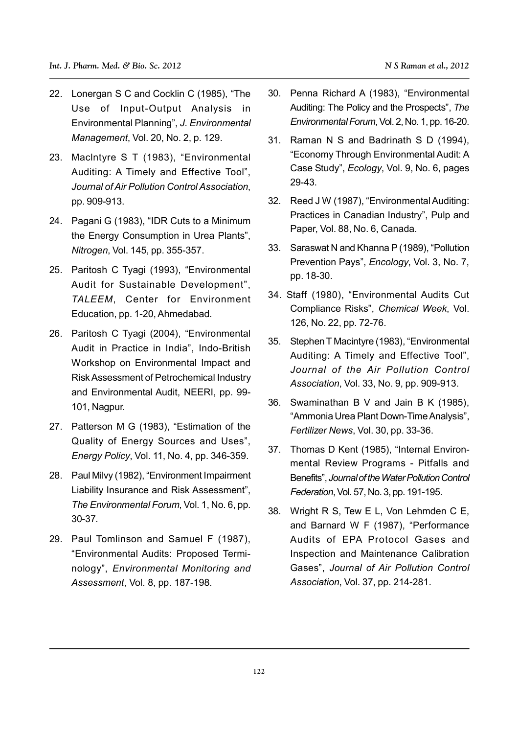22. Lonergan S C and Cocklin C (1985), "The Use of Input-Output Analysis in Environmental Planning", *J. Environmental Management*, Vol. 20, No. 2, p. 129.

23. MacIntyre S T (1983), "Environmental Auditing: A Timely and Effective Tool", *Journal of Air Pollution Control Association*, pp. 909-913.

24. Pagani G (1983), "IDR Cuts to a Minimum the Energy Consumption in Urea Plants", *Nitrogen*, Vol. 145, pp. 355-357.

25. Paritosh C Tyagi (1993), "Environmental Audit for Sustainable Development", *TALEEM*, Center for Environment Education, pp. 1-20, Ahmedabad.

26. Paritosh C Tyagi (2004), "Environmental Audit in Practice in India", Indo-British Workshop on Environmental Impact and Risk Assessment of Petrochemical Industry and Environmental Audit, NEERI, pp. 99-101, Nagpur.

27. Patterson M G (1983), "Estimation of the Quality of Energy Sources and Uses", *Energy Policy*, Vol. 11, No. 4, pp. 346-359.

28. Paul Milvy (1982), "Environment Impairment Liability Insurance and Risk Assessment", *The Environmental Forum*, Vol. 1, No. 6, pp. 30-37.

29. Paul Tomlinson and Samuel F (1987), "Environmental Audits: Proposed Terminology", *Environmental Monitoring and Assessment*, Vol. 8, pp. 187-198.

30. Penna Richard A (1983), "Environmental Auditing: The Policy and the Prospects", *The Environmental Forum*, Vol. 2, No. 1, pp. 16-20.

31. Raman N S and Badrinath S D (1994), "Economy Through Environmental Audit: A Case Study", *Ecology*, Vol. 9, No. 6, pages 29-43.

32. Reed J W (1987), "Environmental Auditing: Practices in Canadian Industry", Pulp and Paper, Vol. 88, No. 6, Canada.

33. Saraswat N and Khanna P (1989), "Pollution Prevention Pays", *Encology*, Vol. 3, No. 7, pp. 18-30.

34. Staff (1980), "Environmental Audits Cut Compliance Risks", *Chemical Week*, Vol. 126, No. 22, pp. 72-76.

35. Stephen T Macintyre (1983), "Environmental Auditing: A Timely and Effective Tool", *Journal of the Air Pollution Control Association*, Vol. 33, No. 9, pp. 909-913.

36. Swaminathan B V and Jain B K (1985), "Ammonia Urea Plant Down-Time Analysis", *Fertilizer News*, Vol. 30, pp. 33-36.

37. Thomas D Kent (1985), "Internal Environmental Review Programs - Pitfalls and Benefits", *Journal of the Water Pollution Control Federation*, Vol. 57, No. 3, pp. 191-195.

38. Wright R S, Tew E L, Von Lehmden C E, and Barnard W F (1987), "Performance Audits of EPA Protocol Gases and Inspection and Maintenance Calibration Gases", *Journal of Air Pollution Control Association*, Vol. 37, pp. 214-281.